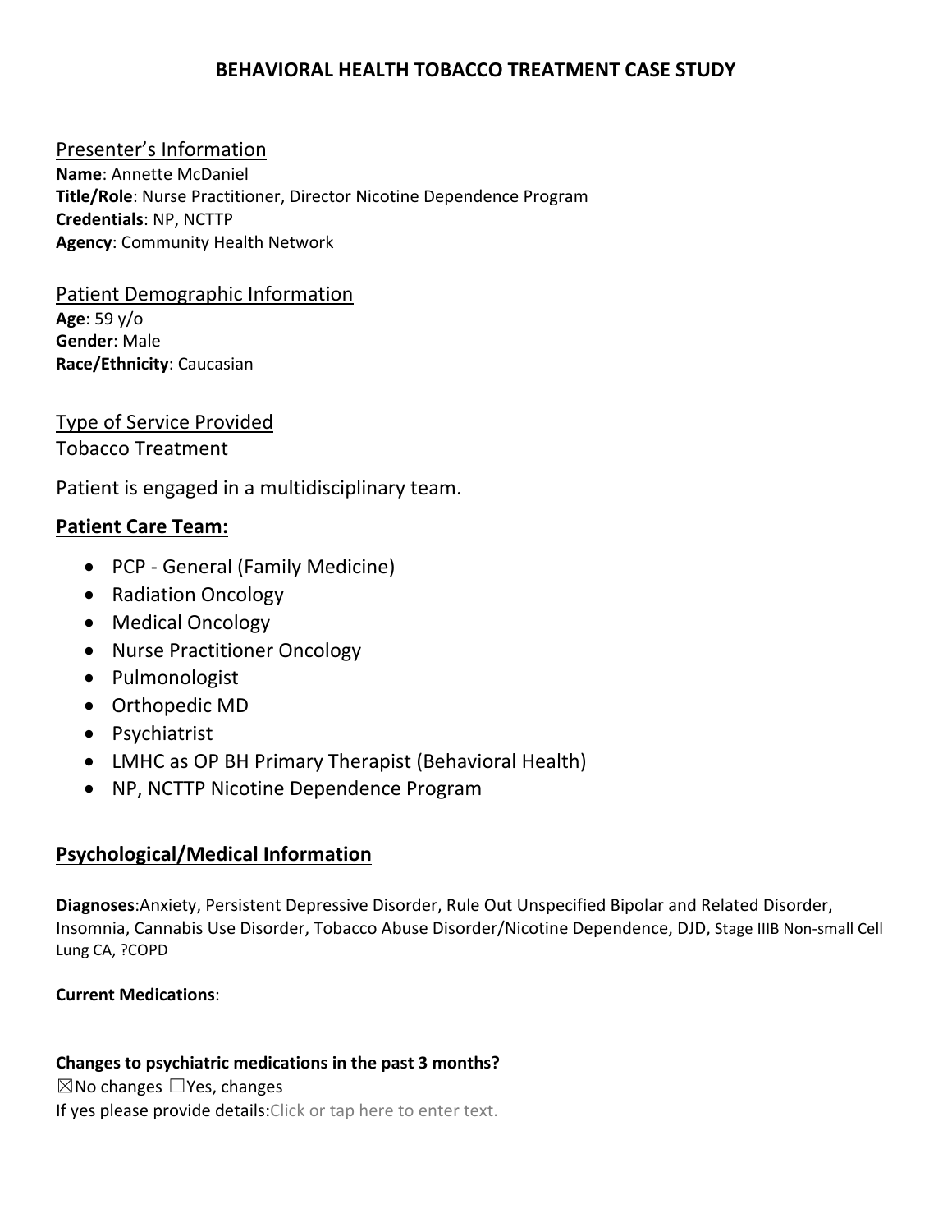# BEHAVIORAL HEALTH TOBACCO TREATMENT CASE STUDY

## Presenter's Information

**Name**: Annette McDaniel
**Title/Role**: Nurse Practitioner, Director Nicotine Dependence Program
**Credentials**: NP, NCTTP
**Agency**: Community Health Network

## Patient Demographic Information

**Age**: 59 y/o
**Gender**: Male
**Race/Ethnicity**: Caucasian

## Type of Service Provided

Tobacco Treatment

Patient is engaged in a multidisciplinary team.

## Patient Care Team:

- PCP - General (Family Medicine)
- Radiation Oncology
- Medical Oncology
- Nurse Practitioner Oncology
- Pulmonologist
- Orthopedic MD
- Psychiatrist
- LMHC as OP BH Primary Therapist (Behavioral Health)
- NP, NCTTP Nicotine Dependence Program

## Psychological/Medical Information

**Diagnoses**:Anxiety, Persistent Depressive Disorder, Rule Out Unspecified Bipolar and Related Disorder, Insomnia, Cannabis Use Disorder, Tobacco Abuse Disorder/Nicotine Dependence, DJD, Stage IIIB Non-small Cell Lung CA, ?COPD

**Current Medications**:

**Changes to psychiatric medications in the past 3 months?**
☒No changes ☐Yes, changes
If yes please provide details:Click or tap here to enter text.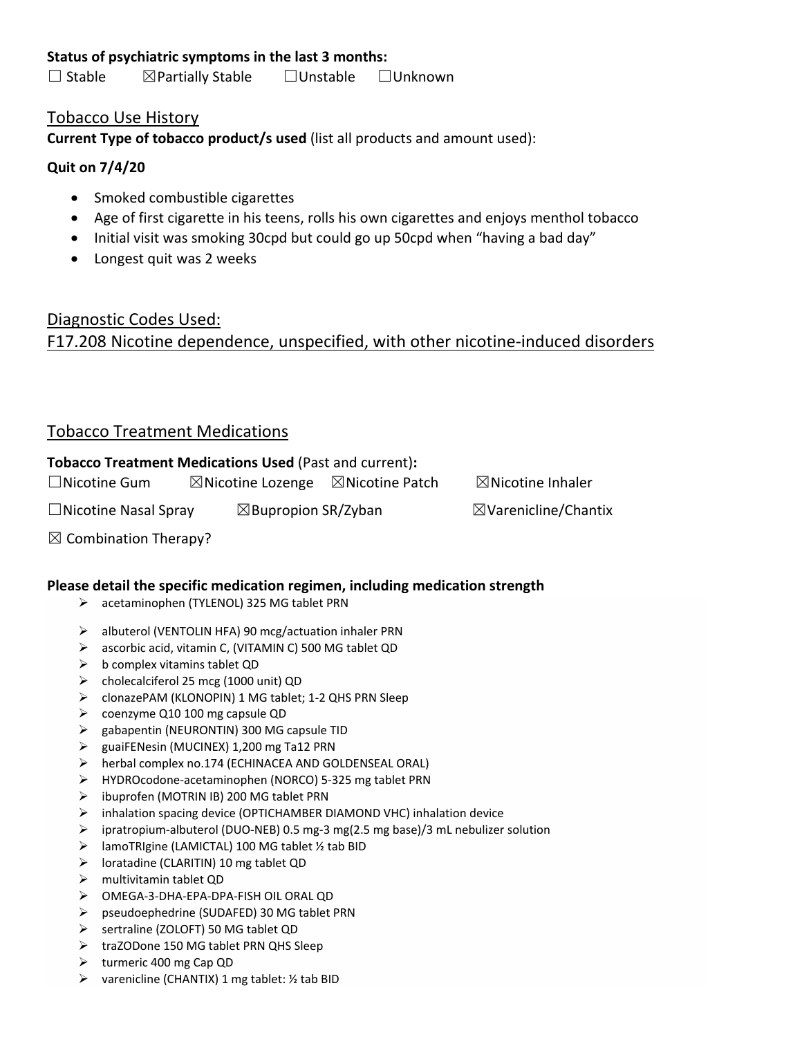**Status of psychiatric symptoms in the last 3 months:**

☐ Stable ☒Partially Stable ☐Unstable ☐Unknown

## Tobacco Use History

**Current Type of tobacco product/s used** (list all products and amount used):

**Quit on 7/4/20**

- Smoked combustible cigarettes
- Age of first cigarette in his teens, rolls his own cigarettes and enjoys menthol tobacco
- Initial visit was smoking 30cpd but could go up 50cpd when "having a bad day"
- Longest quit was 2 weeks

## Diagnostic Codes Used:

## F17.208 Nicotine dependence, unspecified, with other nicotine-induced disorders

## Tobacco Treatment Medications

**Tobacco Treatment Medications Used** (Past and current)**:**

☐Nicotine Gum ☒Nicotine Lozenge ☒Nicotine Patch ☒Nicotine Inhaler

☐Nicotine Nasal Spray ☒Bupropion SR/Zyban ☒Varenicline/Chantix

☒ Combination Therapy?

**Please detail the specific medication regimen, including medication strength**

- acetaminophen (TYLENOL) 325 MG tablet PRN
- albuterol (VENTOLIN HFA) 90 mcg/actuation inhaler PRN
- ascorbic acid, vitamin C, (VITAMIN C) 500 MG tablet QD
- b complex vitamins tablet QD
- cholecalciferol 25 mcg (1000 unit) QD
- clonazePAM (KLONOPIN) 1 MG tablet; 1-2 QHS PRN Sleep
- coenzyme Q10 100 mg capsule QD
- gabapentin (NEURONTIN) 300 MG capsule TID
- guaiFENesin (MUCINEX) 1,200 mg Ta12 PRN
- herbal complex no.174 (ECHINACEA AND GOLDENSEAL ORAL)
- HYDROcodone-acetaminophen (NORCO) 5-325 mg tablet PRN
- ibuprofen (MOTRIN IB) 200 MG tablet PRN
- inhalation spacing device (OPTICHAMBER DIAMOND VHC) inhalation device
- ipratropium-albuterol (DUO-NEB) 0.5 mg-3 mg(2.5 mg base)/3 mL nebulizer solution
- lamoTRIgine (LAMICTAL) 100 MG tablet ½ tab BID
- loratadine (CLARITIN) 10 mg tablet QD
- multivitamin tablet QD
- OMEGA-3-DHA-EPA-DPA-FISH OIL ORAL QD
- pseudoephedrine (SUDAFED) 30 MG tablet PRN
- sertraline (ZOLOFT) 50 MG tablet QD
- traZODone 150 MG tablet PRN QHS Sleep
- turmeric 400 mg Cap QD
- varenicline (CHANTIX) 1 mg tablet: ½ tab BID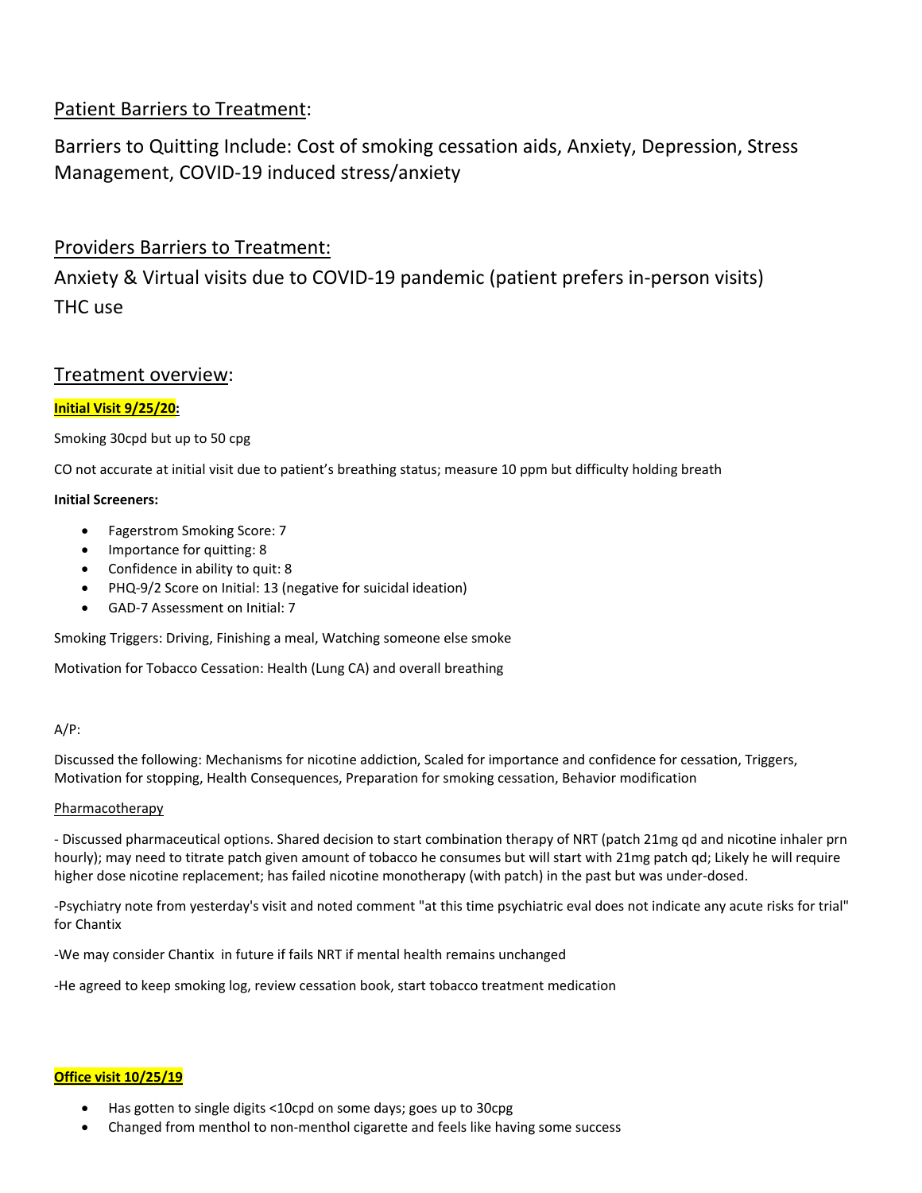## Patient Barriers to Treatment:

Barriers to Quitting Include: Cost of smoking cessation aids, Anxiety, Depression, Stress Management, COVID-19 induced stress/anxiety

## Providers Barriers to Treatment:

Anxiety & Virtual visits due to COVID-19 pandemic (patient prefers in-person visits)
THC use

## Treatment overview:

**Initial Visit 9/25/20:**

Smoking 30cpd but up to 50 cpg

CO not accurate at initial visit due to patient's breathing status; measure 10 ppm but difficulty holding breath

**Initial Screeners:**

- Fagerstrom Smoking Score: 7
- Importance for quitting: 8
- Confidence in ability to quit: 8
- PHQ-9/2 Score on Initial: 13 (negative for suicidal ideation)
- GAD-7 Assessment on Initial: 7

Smoking Triggers: Driving, Finishing a meal, Watching someone else smoke

Motivation for Tobacco Cessation: Health (Lung CA) and overall breathing

A/P:

Discussed the following: Mechanisms for nicotine addiction, Scaled for importance and confidence for cessation, Triggers, Motivation for stopping, Health Consequences, Preparation for smoking cessation, Behavior modification

Pharmacotherapy

- Discussed pharmaceutical options. Shared decision to start combination therapy of NRT (patch 21mg qd and nicotine inhaler prn hourly); may need to titrate patch given amount of tobacco he consumes but will start with 21mg patch qd; Likely he will require higher dose nicotine replacement; has failed nicotine monotherapy (with patch) in the past but was under-dosed.

-Psychiatry note from yesterday's visit and noted comment "at this time psychiatric eval does not indicate any acute risks for trial" for Chantix

-We may consider Chantix in future if fails NRT if mental health remains unchanged

-He agreed to keep smoking log, review cessation book, start tobacco treatment medication

**Office visit 10/25/19**

- Has gotten to single digits <10cpd on some days; goes up to 30cpg
- Changed from menthol to non-menthol cigarette and feels like having some success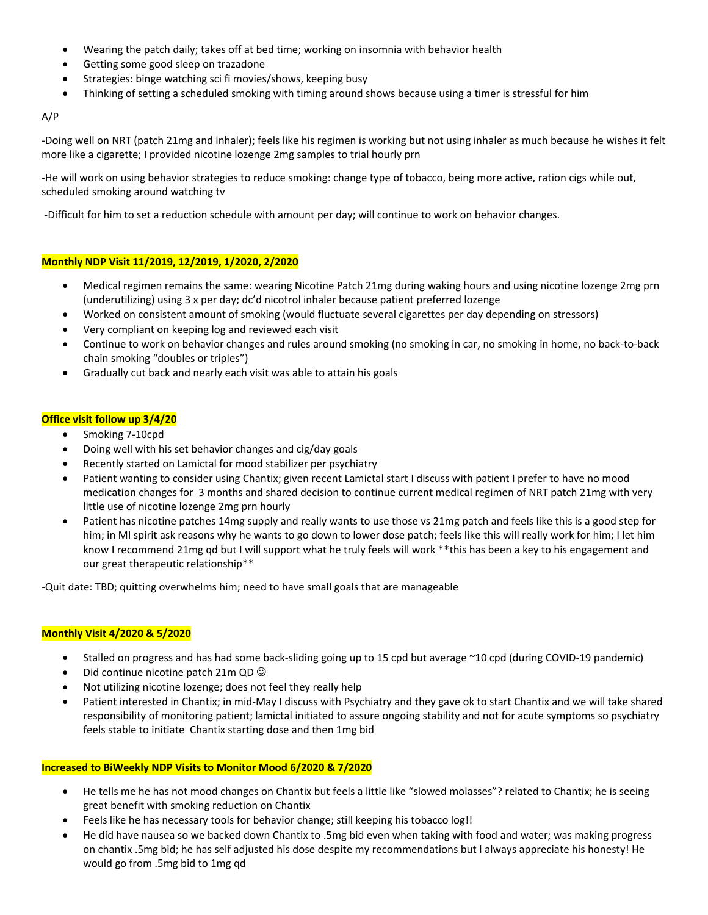- Wearing the patch daily; takes off at bed time; working on insomnia with behavior health
- Getting some good sleep on trazadone
- Strategies: binge watching sci fi movies/shows, keeping busy
- Thinking of setting a scheduled smoking with timing around shows because using a timer is stressful for him

A/P

-Doing well on NRT (patch 21mg and inhaler); feels like his regimen is working but not using inhaler as much because he wishes it felt more like a cigarette; I provided nicotine lozenge 2mg samples to trial hourly prn

-He will work on using behavior strategies to reduce smoking: change type of tobacco, being more active, ration cigs while out, scheduled smoking around watching tv

-Difficult for him to set a reduction schedule with amount per day; will continue to work on behavior changes.

**Monthly NDP Visit 11/2019, 12/2019, 1/2020, 2/2020**

- Medical regimen remains the same: wearing Nicotine Patch 21mg during waking hours and using nicotine lozenge 2mg prn (underutilizing) using 3 x per day; dc'd nicotrol inhaler because patient preferred lozenge
- Worked on consistent amount of smoking (would fluctuate several cigarettes per day depending on stressors)
- Very compliant on keeping log and reviewed each visit
- Continue to work on behavior changes and rules around smoking (no smoking in car, no smoking in home, no back-to-back chain smoking "doubles or triples")
- Gradually cut back and nearly each visit was able to attain his goals

**Office visit follow up 3/4/20**

- Smoking 7-10cpd
- Doing well with his set behavior changes and cig/day goals
- Recently started on Lamictal for mood stabilizer per psychiatry
- Patient wanting to consider using Chantix; given recent Lamictal start I discuss with patient I prefer to have no mood medication changes for 3 months and shared decision to continue current medical regimen of NRT patch 21mg with very little use of nicotine lozenge 2mg prn hourly
- Patient has nicotine patches 14mg supply and really wants to use those vs 21mg patch and feels like this is a good step for him; in MI spirit ask reasons why he wants to go down to lower dose patch; feels like this will really work for him; I let him know I recommend 21mg qd but I will support what he truly feels will work **this has been a key to his engagement and our great therapeutic relationship**

-Quit date: TBD; quitting overwhelms him; need to have small goals that are manageable

**Monthly Visit 4/2020 & 5/2020**

- Stalled on progress and has had some back-sliding going up to 15 cpd but average ~10 cpd (during COVID-19 pandemic)
- Did continue nicotine patch 21m QD ☺
- Not utilizing nicotine lozenge; does not feel they really help
- Patient interested in Chantix; in mid-May I discuss with Psychiatry and they gave ok to start Chantix and we will take shared responsibility of monitoring patient; lamictal initiated to assure ongoing stability and not for acute symptoms so psychiatry feels stable to initiate Chantix starting dose and then 1mg bid

**Increased to BiWeekly NDP Visits to Monitor Mood 6/2020 & 7/2020**

- He tells me he has not mood changes on Chantix but feels a little like "slowed molasses"? related to Chantix; he is seeing great benefit with smoking reduction on Chantix
- Feels like he has necessary tools for behavior change; still keeping his tobacco log!!
- He did have nausea so we backed down Chantix to .5mg bid even when taking with food and water; was making progress on chantix .5mg bid; he has self adjusted his dose despite my recommendations but I always appreciate his honesty! He would go from .5mg bid to 1mg qd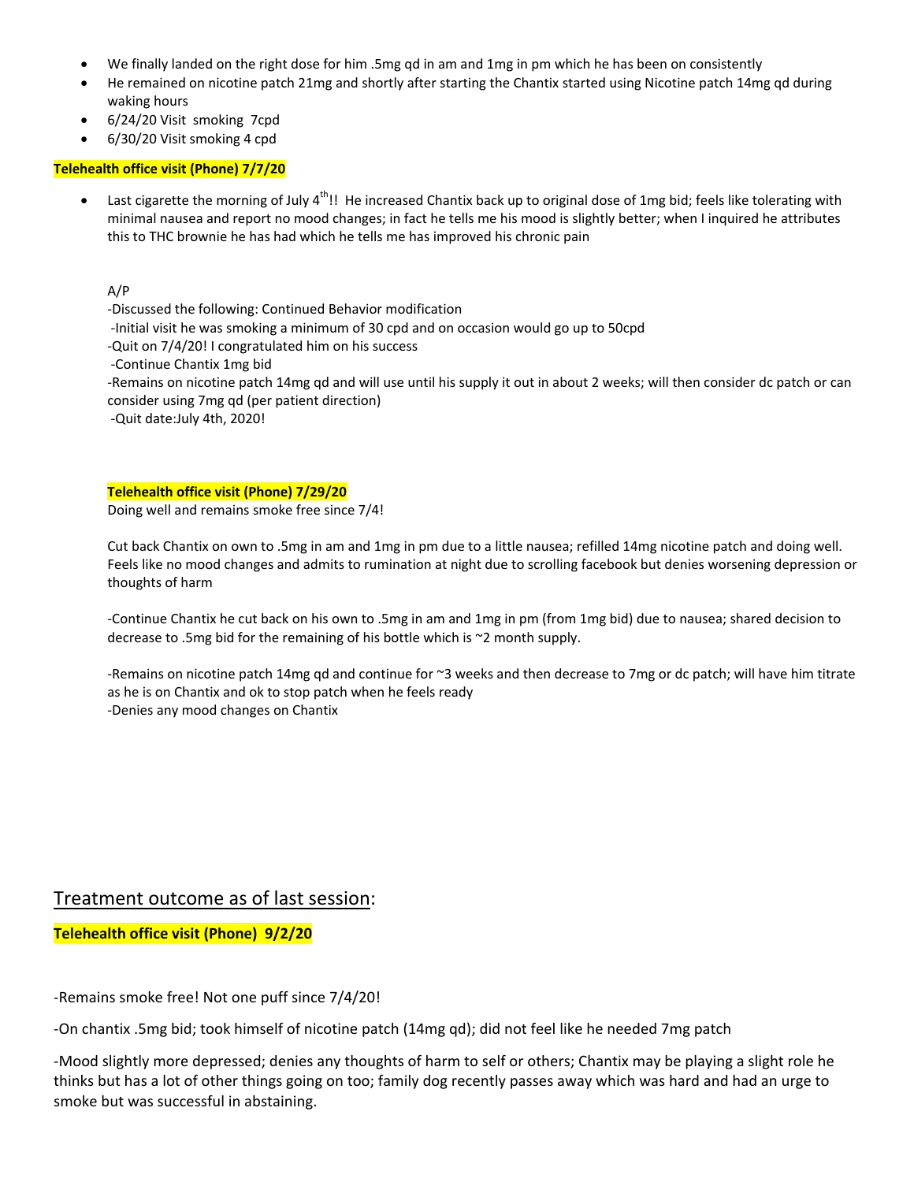- We finally landed on the right dose for him .5mg qd in am and 1mg in pm which he has been on consistently
- He remained on nicotine patch 21mg and shortly after starting the Chantix started using Nicotine patch 14mg qd during waking hours
- 6/24/20 Visit smoking 7cpd
- 6/30/20 Visit smoking 4 cpd

**Telehealth office visit (Phone) 7/7/20**

- Last cigarette the morning of July 4th!! He increased Chantix back up to original dose of 1mg bid; feels like tolerating with minimal nausea and report no mood changes; in fact he tells me his mood is slightly better; when I inquired he attributes this to THC brownie he has had which he tells me has improved his chronic pain

A/P
-Discussed the following: Continued Behavior modification
-Initial visit he was smoking a minimum of 30 cpd and on occasion would go up to 50cpd
-Quit on 7/4/20! I congratulated him on his success
-Continue Chantix 1mg bid
-Remains on nicotine patch 14mg qd and will use until his supply it out in about 2 weeks; will then consider dc patch or can consider using 7mg qd (per patient direction)
-Quit date:July 4th, 2020!

**Telehealth office visit (Phone) 7/29/20**

Doing well and remains smoke free since 7/4!

Cut back Chantix on own to .5mg in am and 1mg in pm due to a little nausea; refilled 14mg nicotine patch and doing well. Feels like no mood changes and admits to rumination at night due to scrolling facebook but denies worsening depression or thoughts of harm

-Continue Chantix he cut back on his own to .5mg in am and 1mg in pm (from 1mg bid) due to nausea; shared decision to decrease to .5mg bid for the remaining of his bottle which is ~2 month supply.

-Remains on nicotine patch 14mg qd and continue for ~3 weeks and then decrease to 7mg or dc patch; will have him titrate as he is on Chantix and ok to stop patch when he feels ready
-Denies any mood changes on Chantix

## Treatment outcome as of last session:

**Telehealth office visit (Phone) 9/2/20**

-Remains smoke free! Not one puff since 7/4/20!

-On chantix .5mg bid; took himself of nicotine patch (14mg qd); did not feel like he needed 7mg patch

-Mood slightly more depressed; denies any thoughts of harm to self or others; Chantix may be playing a slight role he thinks but has a lot of other things going on too; family dog recently passes away which was hard and had an urge to smoke but was successful in abstaining.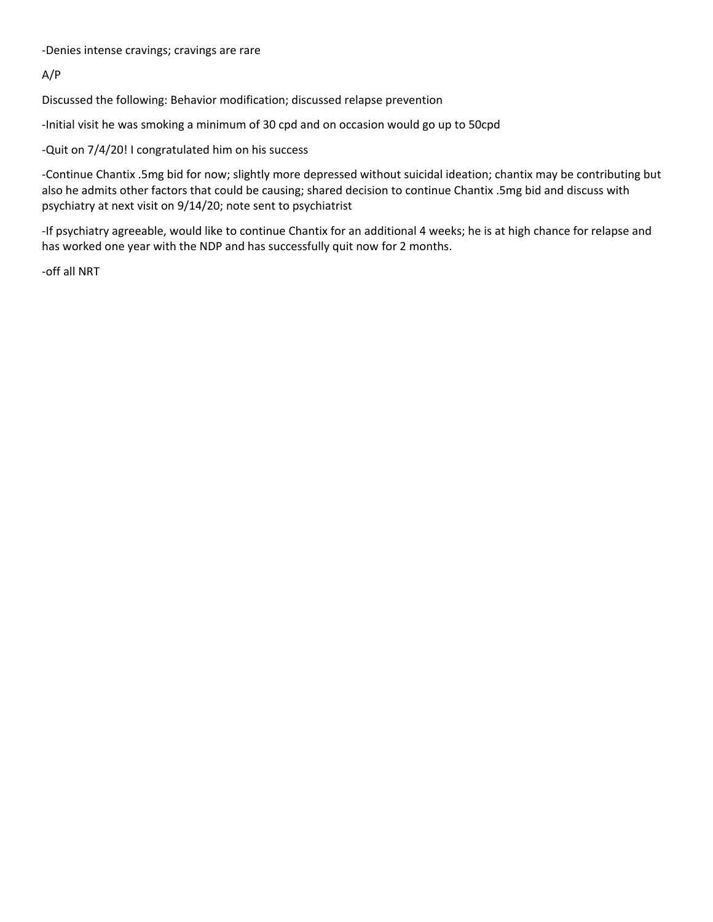-Denies intense cravings; cravings are rare

A/P

Discussed the following: Behavior modification; discussed relapse prevention

-Initial visit he was smoking a minimum of 30 cpd and on occasion would go up to 50cpd

-Quit on 7/4/20! I congratulated him on his success

-Continue Chantix .5mg bid for now; slightly more depressed without suicidal ideation; chantix may be contributing but also he admits other factors that could be causing; shared decision to continue Chantix .5mg bid and discuss with psychiatry at next visit on 9/14/20; note sent to psychiatrist

-If psychiatry agreeable, would like to continue Chantix for an additional 4 weeks; he is at high chance for relapse and has worked one year with the NDP and has successfully quit now for 2 months.

-off all NRT